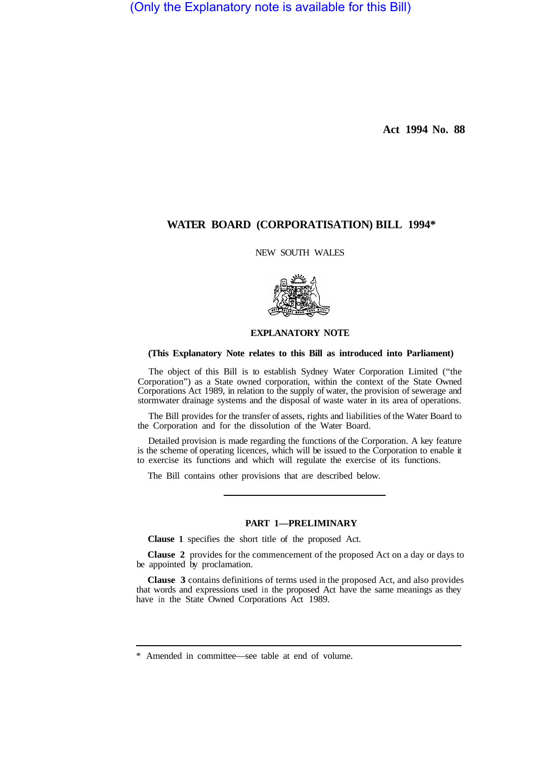(Only the Explanatory note is available for this Bill)

**Act 1994 No. 88**

# WATER BOARD (CORPORATISATION) BILL 1994*

NEW SOUTH WALES

## EXPLANATORY NOTE

**(This Explanatory Note relates to this Bill as introduced into Parliament)**

The object of this Bill is to establish Sydney Water Corporation Limited ("the Corporation") as a State owned corporation, within the context of the State Owned Corporations Act 1989, in relation to the supply of water, the provision of sewerage and stormwater drainage systems and the disposal of waste water in its area of operations.

The Bill provides for the transfer of assets, rights and liabilities of the Water Board to the Corporation and for the dissolution of the Water Board.

Detailed provision is made regarding the functions of the Corporation. A key feature is the scheme of operating licences, which will be issued to the Corporation to enable it to exercise its functions and which will regulate the exercise of its functions.

The Bill contains other provisions that are described below.

---

### PART 1—PRELIMINARY

**Clause 1** specifies the short title of the proposed Act.

**Clause 2** provides for the commencement of the proposed Act on a day or days to be appointed by proclamation.

**Clause 3** contains definitions of terms used in the proposed Act, and also provides that words and expressions used in the proposed Act have the same meanings as they have in the State Owned Corporations Act 1989.

---

* Amended in committee—see table at end of volume.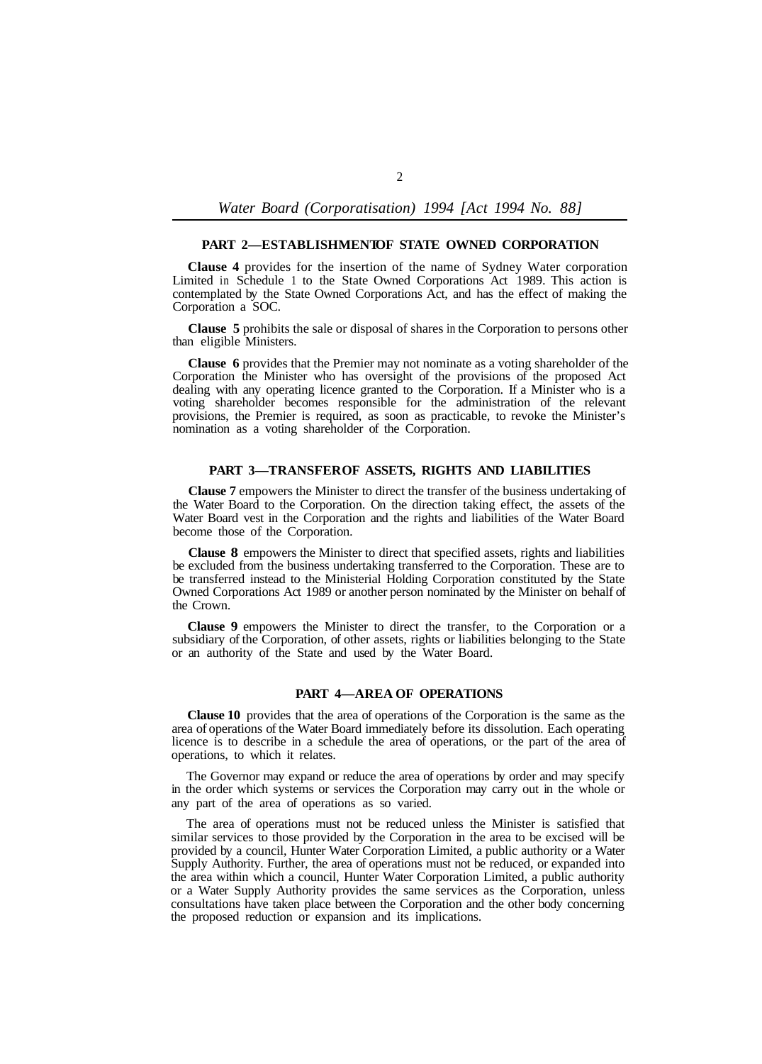## PART 2—ESTABLISHMENT OF STATE OWNED CORPORATION

**Clause 4** provides for the insertion of the name of Sydney Water corporation Limited in Schedule 1 to the State Owned Corporations Act 1989. This action is contemplated by the State Owned Corporations Act, and has the effect of making the Corporation a SOC.

**Clause 5** prohibits the sale or disposal of shares in the Corporation to persons other than eligible Ministers.

**Clause 6** provides that the Premier may not nominate as a voting shareholder of the Corporation the Minister who has oversight of the provisions of the proposed Act dealing with any operating licence granted to the Corporation. If a Minister who is a voting shareholder becomes responsible for the administration of the relevant provisions, the Premier is required, as soon as practicable, to revoke the Minister's nomination as a voting shareholder of the Corporation.

## PART 3—TRANSFER OF ASSETS, RIGHTS AND LIABILITIES

**Clause 7** empowers the Minister to direct the transfer of the business undertaking of the Water Board to the Corporation. On the direction taking effect, the assets of the Water Board vest in the Corporation and the rights and liabilities of the Water Board become those of the Corporation.

**Clause 8** empowers the Minister to direct that specified assets, rights and liabilities be excluded from the business undertaking transferred to the Corporation. These are to be transferred instead to the Ministerial Holding Corporation constituted by the State Owned Corporations Act 1989 or another person nominated by the Minister on behalf of the Crown.

**Clause 9** empowers the Minister to direct the transfer, to the Corporation or a subsidiary of the Corporation, of other assets, rights or liabilities belonging to the State or an authority of the State and used by the Water Board.

## PART 4—AREA OF OPERATIONS

**Clause 10** provides that the area of operations of the Corporation is the same as the area of operations of the Water Board immediately before its dissolution. Each operating licence is to describe in a schedule the area of operations, or the part of the area of operations, to which it relates.

The Governor may expand or reduce the area of operations by order and may specify in the order which systems or services the Corporation may carry out in the whole or any part of the area of operations as so varied.

The area of operations must not be reduced unless the Minister is satisfied that similar services to those provided by the Corporation in the area to be excised will be provided by a council, Hunter Water Corporation Limited, a public authority or a Water Supply Authority. Further, the area of operations must not be reduced, or expanded into the area within which a council, Hunter Water Corporation Limited, a public authority or a Water Supply Authority provides the same services as the Corporation, unless consultations have taken place between the Corporation and the other body concerning the proposed reduction or expansion and its implications.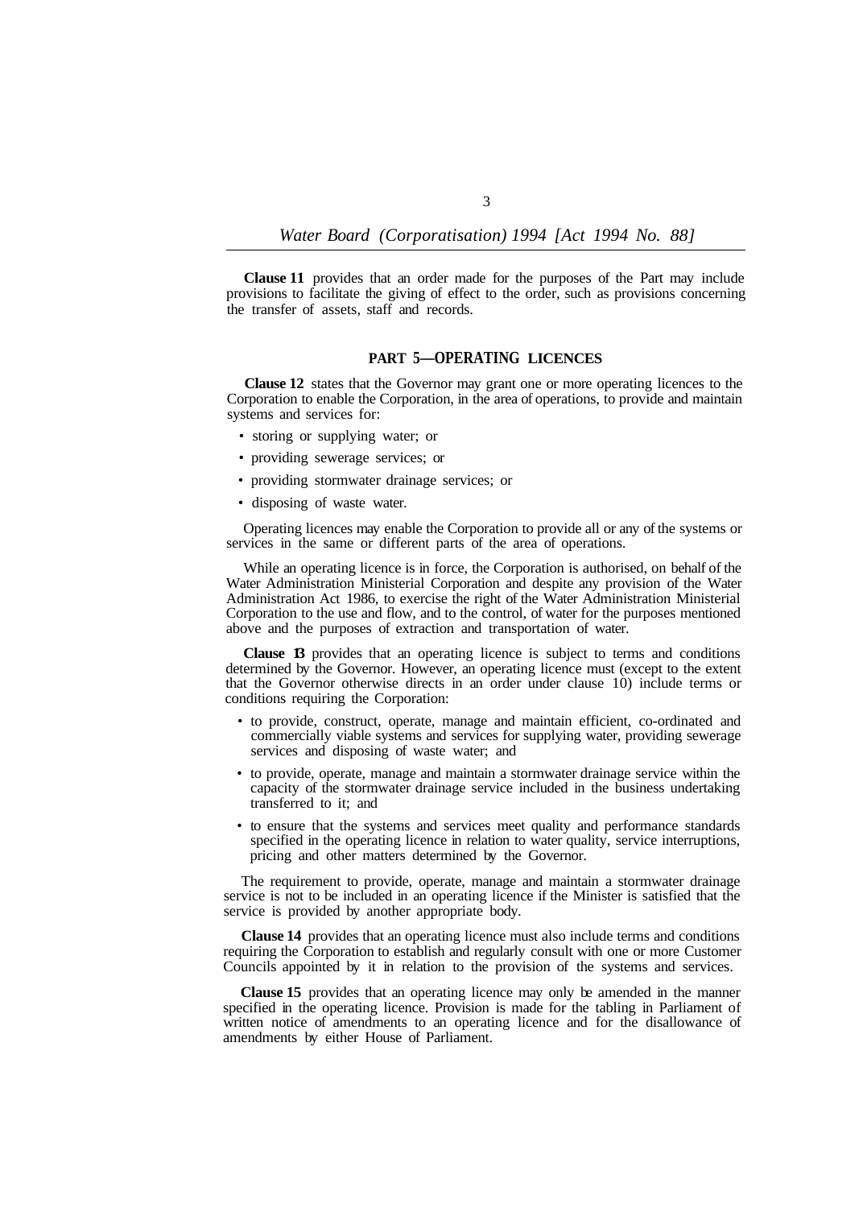**Clause 11** provides that an order made for the purposes of the Part may include provisions to facilitate the giving of effect to the order, such as provisions concerning the transfer of assets, staff and records.

## PART 5—OPERATING LICENCES

**Clause 12** states that the Governor may grant one or more operating licences to the Corporation to enable the Corporation, in the area of operations, to provide and maintain systems and services for:

- storing or supplying water; or
- providing sewerage services; or
- providing stormwater drainage services; or
- disposing of waste water.

Operating licences may enable the Corporation to provide all or any of the systems or services in the same or different parts of the area of operations.

While an operating licence is in force, the Corporation is authorised, on behalf of the Water Administration Ministerial Corporation and despite any provision of the Water Administration Act 1986, to exercise the right of the Water Administration Ministerial Corporation to the use and flow, and to the control, of water for the purposes mentioned above and the purposes of extraction and transportation of water.

**Clause 13** provides that an operating licence is subject to terms and conditions determined by the Governor. However, an operating licence must (except to the extent that the Governor otherwise directs in an order under clause 10) include terms or conditions requiring the Corporation:

- to provide, construct, operate, manage and maintain efficient, co-ordinated and commercially viable systems and services for supplying water, providing sewerage services and disposing of waste water; and
- to provide, operate, manage and maintain a stormwater drainage service within the capacity of the stormwater drainage service included in the business undertaking transferred to it; and
- to ensure that the systems and services meet quality and performance standards specified in the operating licence in relation to water quality, service interruptions, pricing and other matters determined by the Governor.

The requirement to provide, operate, manage and maintain a stormwater drainage service is not to be included in an operating licence if the Minister is satisfied that the service is provided by another appropriate body.

**Clause 14** provides that an operating licence must also include terms and conditions requiring the Corporation to establish and regularly consult with one or more Customer Councils appointed by it in relation to the provision of the systems and services.

**Clause 15** provides that an operating licence may only be amended in the manner specified in the operating licence. Provision is made for the tabling in Parliament of written notice of amendments to an operating licence and for the disallowance of amendments by either House of Parliament.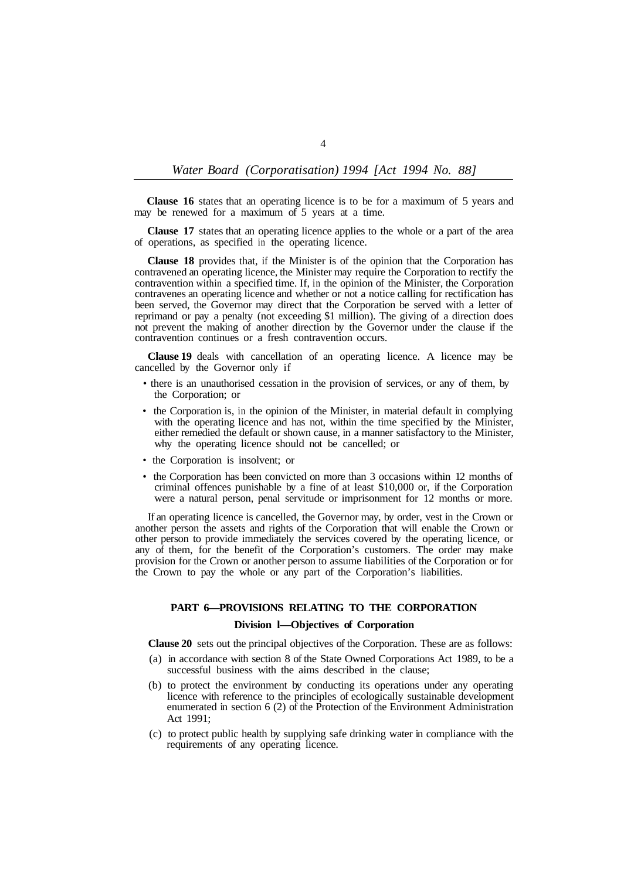**Clause 16** states that an operating licence is to be for a maximum of 5 years and may be renewed for a maximum of 5 years at a time.

**Clause 17** states that an operating licence applies to the whole or a part of the area of operations, as specified in the operating licence.

**Clause 18** provides that, if the Minister is of the opinion that the Corporation has contravened an operating licence, the Minister may require the Corporation to rectify the contravention within a specified time. If, in the opinion of the Minister, the Corporation contravenes an operating licence and whether or not a notice calling for rectification has been served, the Governor may direct that the Corporation be served with a letter of reprimand or pay a penalty (not exceeding $1 million). The giving of a direction does not prevent the making of another direction by the Governor under the clause if the contravention continues or a fresh contravention occurs.

**Clause 19** deals with cancellation of an operating licence. A licence may be cancelled by the Governor only if

- there is an unauthorised cessation in the provision of services, or any of them, by the Corporation; or
- the Corporation is, in the opinion of the Minister, in material default in complying with the operating licence and has not, within the time specified by the Minister, either remedied the default or shown cause, in a manner satisfactory to the Minister, why the operating licence should not be cancelled; or
- the Corporation is insolvent; or
- the Corporation has been convicted on more than 3 occasions within 12 months of criminal offences punishable by a fine of at least $10,000 or, if the Corporation were a natural person, penal servitude or imprisonment for 12 months or more.

If an operating licence is cancelled, the Governor may, by order, vest in the Crown or another person the assets and rights of the Corporation that will enable the Crown or other person to provide immediately the services covered by the operating licence, or any of them, for the benefit of the Corporation's customers. The order may make provision for the Crown or another person to assume liabilities of the Corporation or for the Crown to pay the whole or any part of the Corporation's liabilities.

## PART 6—PROVISIONS RELATING TO THE CORPORATION

### Division 1—Objectives of Corporation

**Clause 20** sets out the principal objectives of the Corporation. These are as follows:

(a) in accordance with section 8 of the State Owned Corporations Act 1989, to be a successful business with the aims described in the clause;

(b) to protect the environment by conducting its operations under any operating licence with reference to the principles of ecologically sustainable development enumerated in section 6 (2) of the Protection of the Environment Administration Act 1991;

(c) to protect public health by supplying safe drinking water in compliance with the requirements of any operating licence.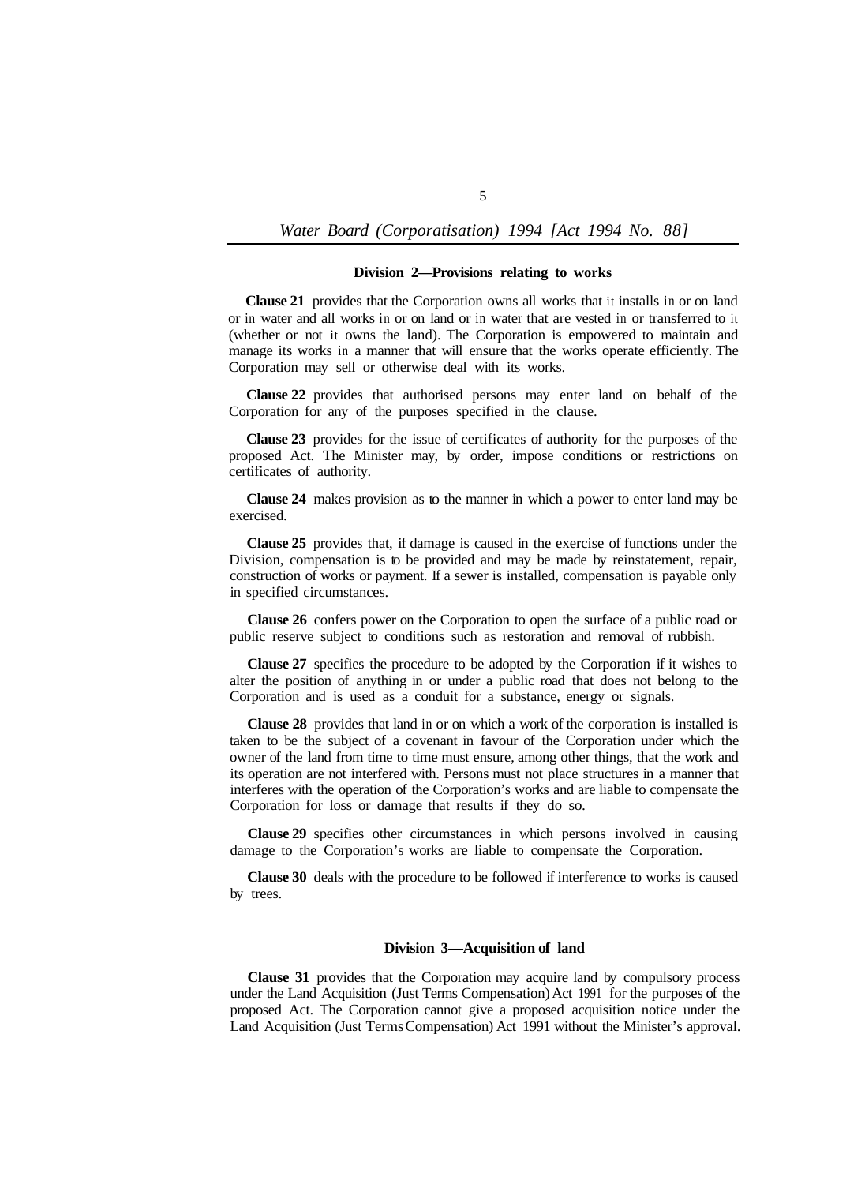### Division 2—Provisions relating to works

**Clause 21** provides that the Corporation owns all works that it installs in or on land or in water and all works in or on land or in water that are vested in or transferred to it (whether or not it owns the land). The Corporation is empowered to maintain and manage its works in a manner that will ensure that the works operate efficiently. The Corporation may sell or otherwise deal with its works.

**Clause 22** provides that authorised persons may enter land on behalf of the Corporation for any of the purposes specified in the clause.

**Clause 23** provides for the issue of certificates of authority for the purposes of the proposed Act. The Minister may, by order, impose conditions or restrictions on certificates of authority.

**Clause 24** makes provision as to the manner in which a power to enter land may be exercised.

**Clause 25** provides that, if damage is caused in the exercise of functions under the Division, compensation is to be provided and may be made by reinstatement, repair, construction of works or payment. If a sewer is installed, compensation is payable only in specified circumstances.

**Clause 26** confers power on the Corporation to open the surface of a public road or public reserve subject to conditions such as restoration and removal of rubbish.

**Clause 27** specifies the procedure to be adopted by the Corporation if it wishes to alter the position of anything in or under a public road that does not belong to the Corporation and is used as a conduit for a substance, energy or signals.

**Clause 28** provides that land in or on which a work of the corporation is installed is taken to be the subject of a covenant in favour of the Corporation under which the owner of the land from time to time must ensure, among other things, that the work and its operation are not interfered with. Persons must not place structures in a manner that interferes with the operation of the Corporation's works and are liable to compensate the Corporation for loss or damage that results if they do so.

**Clause 29** specifies other circumstances in which persons involved in causing damage to the Corporation's works are liable to compensate the Corporation.

**Clause 30** deals with the procedure to be followed if interference to works is caused by trees.

### Division 3—Acquisition of land

**Clause 31** provides that the Corporation may acquire land by compulsory process under the Land Acquisition (Just Terms Compensation) Act 1991 for the purposes of the proposed Act. The Corporation cannot give a proposed acquisition notice under the Land Acquisition (Just Terms Compensation) Act 1991 without the Minister's approval.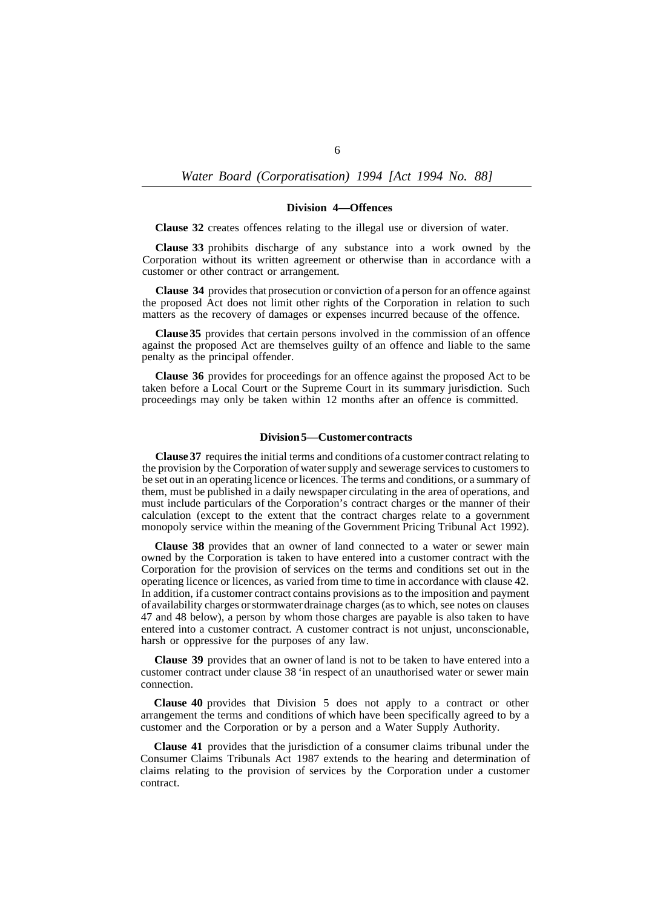### Division 4—Offences

**Clause 32** creates offences relating to the illegal use or diversion of water.

**Clause 33** prohibits discharge of any substance into a work owned by the Corporation without its written agreement or otherwise than in accordance with a customer or other contract or arrangement.

**Clause 34** provides that prosecution or conviction of a person for an offence against the proposed Act does not limit other rights of the Corporation in relation to such matters as the recovery of damages or expenses incurred because of the offence.

**Clause 35** provides that certain persons involved in the commission of an offence against the proposed Act are themselves guilty of an offence and liable to the same penalty as the principal offender.

**Clause 36** provides for proceedings for an offence against the proposed Act to be taken before a Local Court or the Supreme Court in its summary jurisdiction. Such proceedings may only be taken within 12 months after an offence is committed.

### Division 5—Customer contracts

**Clause 37** requires the initial terms and conditions of a customer contract relating to the provision by the Corporation of water supply and sewerage services to customers to be set out in an operating licence or licences. The terms and conditions, or a summary of them, must be published in a daily newspaper circulating in the area of operations, and must include particulars of the Corporation's contract charges or the manner of their calculation (except to the extent that the contract charges relate to a government monopoly service within the meaning of the Government Pricing Tribunal Act 1992).

**Clause 38** provides that an owner of land connected to a water or sewer main owned by the Corporation is taken to have entered into a customer contract with the Corporation for the provision of services on the terms and conditions set out in the operating licence or licences, as varied from time to time in accordance with clause 42. In addition, if a customer contract contains provisions as to the imposition and payment of availability charges or stormwater drainage charges (as to which, see notes on clauses 47 and 48 below), a person by whom those charges are payable is also taken to have entered into a customer contract. A customer contract is not unjust, unconscionable, harsh or oppressive for the purposes of any law.

**Clause 39** provides that an owner of land is not to be taken to have entered into a customer contract under clause 38 'in respect of an unauthorised water or sewer main connection.

**Clause 40** provides that Division 5 does not apply to a contract or other arrangement the terms and conditions of which have been specifically agreed to by a customer and the Corporation or by a person and a Water Supply Authority.

**Clause 41** provides that the jurisdiction of a consumer claims tribunal under the Consumer Claims Tribunals Act 1987 extends to the hearing and determination of claims relating to the provision of services by the Corporation under a customer contract.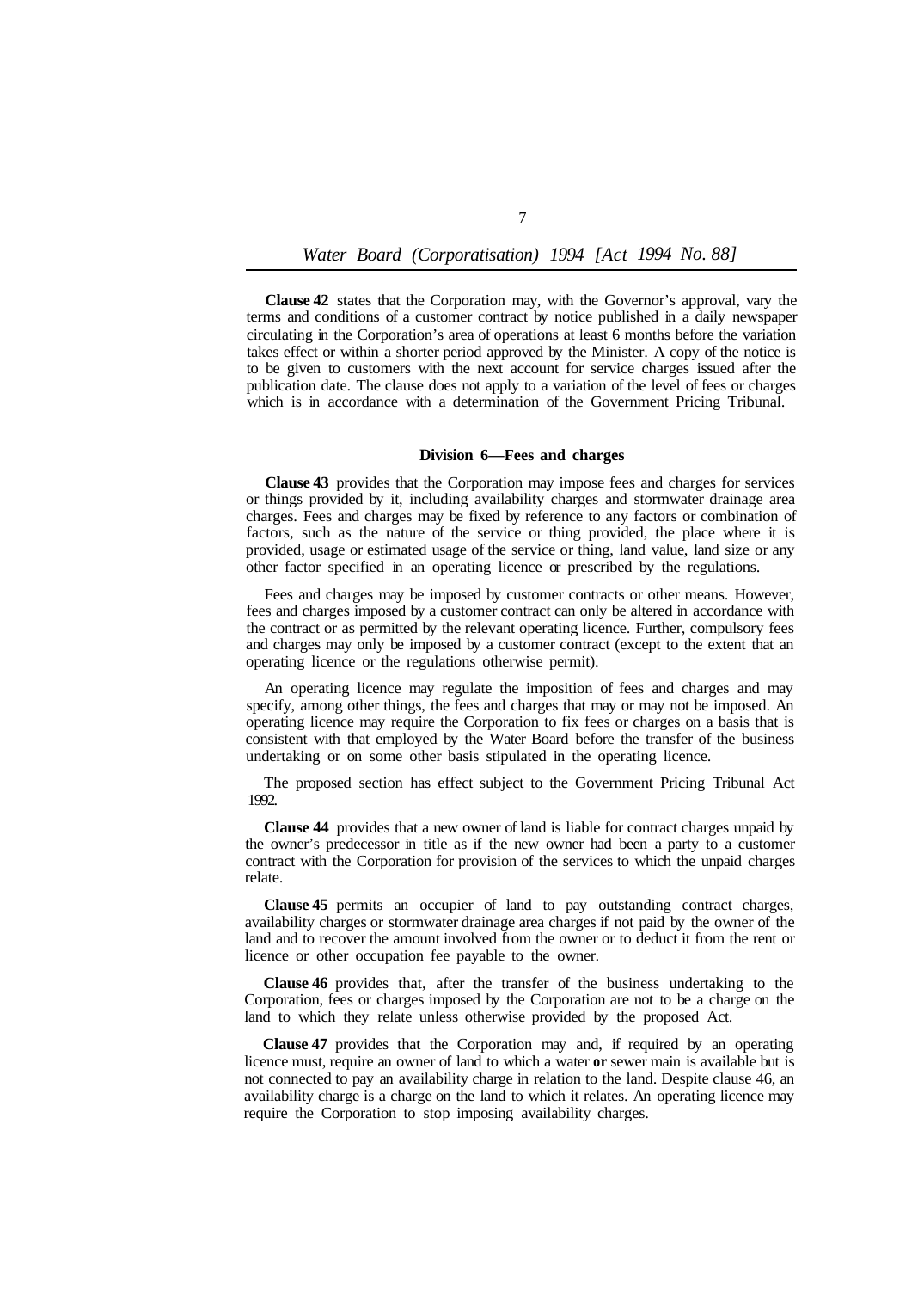**Clause 42** states that the Corporation may, with the Governor's approval, vary the terms and conditions of a customer contract by notice published in a daily newspaper circulating in the Corporation's area of operations at least 6 months before the variation takes effect or within a shorter period approved by the Minister. A copy of the notice is to be given to customers with the next account for service charges issued after the publication date. The clause does not apply to a variation of the level of fees or charges which is in accordance with a determination of the Government Pricing Tribunal.

### Division 6—Fees and charges

**Clause 43** provides that the Corporation may impose fees and charges for services or things provided by it, including availability charges and stormwater drainage area charges. Fees and charges may be fixed by reference to any factors or combination of factors, such as the nature of the service or thing provided, the place where it is provided, usage or estimated usage of the service or thing, land value, land size or any other factor specified in an operating licence or prescribed by the regulations.

Fees and charges may be imposed by customer contracts or other means. However, fees and charges imposed by a customer contract can only be altered in accordance with the contract or as permitted by the relevant operating licence. Further, compulsory fees and charges may only be imposed by a customer contract (except to the extent that an operating licence or the regulations otherwise permit).

An operating licence may regulate the imposition of fees and charges and may specify, among other things, the fees and charges that may or may not be imposed. An operating licence may require the Corporation to fix fees or charges on a basis that is consistent with that employed by the Water Board before the transfer of the business undertaking or on some other basis stipulated in the operating licence.

The proposed section has effect subject to the Government Pricing Tribunal Act 1992.

**Clause 44** provides that a new owner of land is liable for contract charges unpaid by the owner's predecessor in title as if the new owner had been a party to a customer contract with the Corporation for provision of the services to which the unpaid charges relate.

**Clause 45** permits an occupier of land to pay outstanding contract charges, availability charges or stormwater drainage area charges if not paid by the owner of the land and to recover the amount involved from the owner or to deduct it from the rent or licence or other occupation fee payable to the owner.

**Clause 46** provides that, after the transfer of the business undertaking to the Corporation, fees or charges imposed by the Corporation are not to be a charge on the land to which they relate unless otherwise provided by the proposed Act.

**Clause 47** provides that the Corporation may and, if required by an operating licence must, require an owner of land to which a water **or** sewer main is available but is not connected to pay an availability charge in relation to the land. Despite clause 46, an availability charge is a charge on the land to which it relates. An operating licence may require the Corporation to stop imposing availability charges.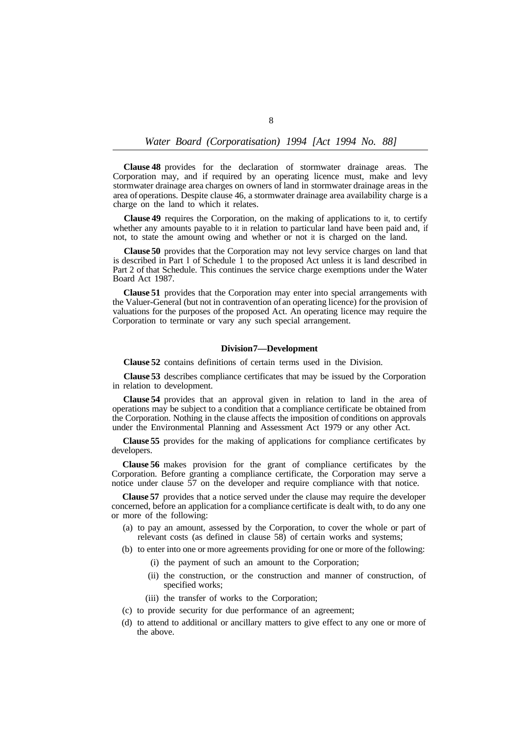**Clause 48** provides for the declaration of stormwater drainage areas. The Corporation may, and if required by an operating licence must, make and levy stormwater drainage area charges on owners of land in stormwater drainage areas in the area of operations. Despite clause 46, a stormwater drainage area availability charge is a charge on the land to which it relates.

**Clause 49** requires the Corporation, on the making of applications to it, to certify whether any amounts payable to it in relation to particular land have been paid and, if not, to state the amount owing and whether or not it is charged on the land.

**Clause 50** provides that the Corporation may not levy service charges on land that is described in Part 1 of Schedule 1 to the proposed Act unless it is land described in Part 2 of that Schedule. This continues the service charge exemptions under the Water Board Act 1987.

**Clause 51** provides that the Corporation may enter into special arrangements with the Valuer-General (but not in contravention of an operating licence) for the provision of valuations for the purposes of the proposed Act. An operating licence may require the Corporation to terminate or vary any such special arrangement.

### Division 7—Development

**Clause 52** contains definitions of certain terms used in the Division.

**Clause 53** describes compliance certificates that may be issued by the Corporation in relation to development.

**Clause 54** provides that an approval given in relation to land in the area of operations may be subject to a condition that a compliance certificate be obtained from the Corporation. Nothing in the clause affects the imposition of conditions on approvals under the Environmental Planning and Assessment Act 1979 or any other Act.

**Clause 55** provides for the making of applications for compliance certificates by developers.

**Clause 56** makes provision for the grant of compliance certificates by the Corporation. Before granting a compliance certificate, the Corporation may serve a notice under clause 57 on the developer and require compliance with that notice.

**Clause 57** provides that a notice served under the clause may require the developer concerned, before an application for a compliance certificate is dealt with, to do any one or more of the following:

- (a) to pay an amount, assessed by the Corporation, to cover the whole or part of relevant costs (as defined in clause 58) of certain works and systems;
- (b) to enter into one or more agreements providing for one or more of the following:
  - (i) the payment of such an amount to the Corporation;
  - (ii) the construction, or the construction and manner of construction, of specified works;
  - (iii) the transfer of works to the Corporation;
- (c) to provide security for due performance of an agreement;
- (d) to attend to additional or ancillary matters to give effect to any one or more of the above.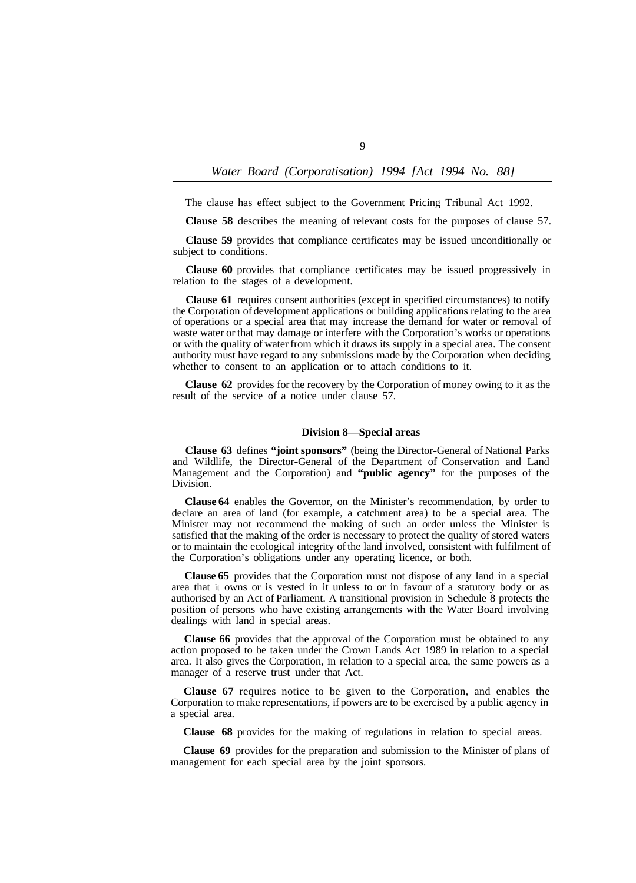The clause has effect subject to the Government Pricing Tribunal Act 1992.

**Clause 58** describes the meaning of relevant costs for the purposes of clause 57.

**Clause 59** provides that compliance certificates may be issued unconditionally or subject to conditions.

**Clause 60** provides that compliance certificates may be issued progressively in relation to the stages of a development.

**Clause 61** requires consent authorities (except in specified circumstances) to notify the Corporation of development applications or building applications relating to the area of operations or a special area that may increase the demand for water or removal of waste water or that may damage or interfere with the Corporation's works or operations or with the quality of water from which it draws its supply in a special area. The consent authority must have regard to any submissions made by the Corporation when deciding whether to consent to an application or to attach conditions to it.

**Clause 62** provides for the recovery by the Corporation of money owing to it as the result of the service of a notice under clause 57.

#### Division 8—Special areas

**Clause 63** defines **"joint sponsors"** (being the Director-General of National Parks and Wildlife, the Director-General of the Department of Conservation and Land Management and the Corporation) and **"public agency"** for the purposes of the Division.

**Clause 64** enables the Governor, on the Minister's recommendation, by order to declare an area of land (for example, a catchment area) to be a special area. The Minister may not recommend the making of such an order unless the Minister is satisfied that the making of the order is necessary to protect the quality of stored waters or to maintain the ecological integrity of the land involved, consistent with fulfilment of the Corporation's obligations under any operating licence, or both.

**Clause 65** provides that the Corporation must not dispose of any land in a special area that it owns or is vested in it unless to or in favour of a statutory body or as authorised by an Act of Parliament. A transitional provision in Schedule 8 protects the position of persons who have existing arrangements with the Water Board involving dealings with land in special areas.

**Clause 66** provides that the approval of the Corporation must be obtained to any action proposed to be taken under the Crown Lands Act 1989 in relation to a special area. It also gives the Corporation, in relation to a special area, the same powers as a manager of a reserve trust under that Act.

**Clause 67** requires notice to be given to the Corporation, and enables the Corporation to make representations, if powers are to be exercised by a public agency in a special area.

**Clause 68** provides for the making of regulations in relation to special areas.

**Clause 69** provides for the preparation and submission to the Minister of plans of management for each special area by the joint sponsors.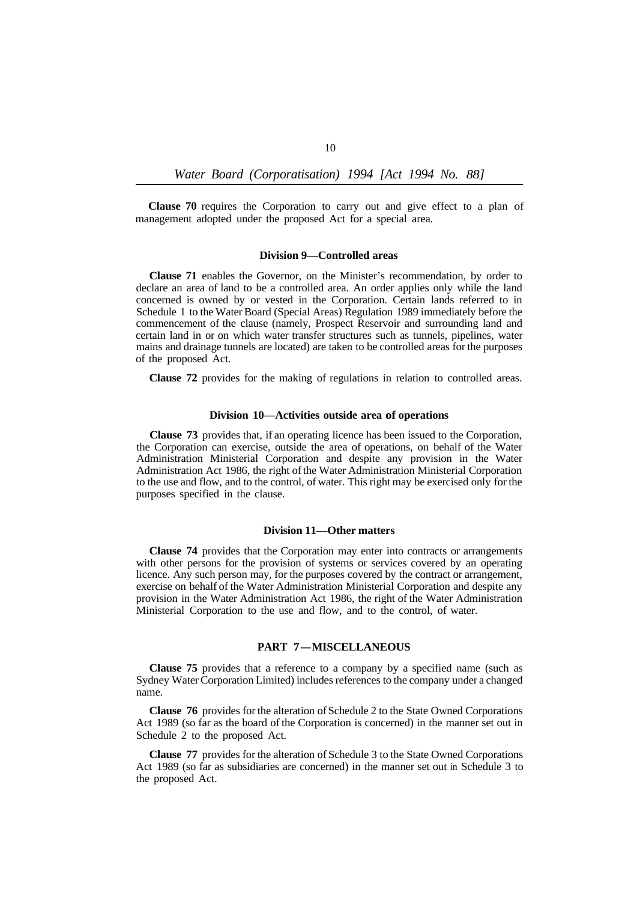**Clause 70** requires the Corporation to carry out and give effect to a plan of management adopted under the proposed Act for a special area.

### Division 9—Controlled areas

**Clause 71** enables the Governor, on the Minister's recommendation, by order to declare an area of land to be a controlled area. An order applies only while the land concerned is owned by or vested in the Corporation. Certain lands referred to in Schedule 1 to the Water Board (Special Areas) Regulation 1989 immediately before the commencement of the clause (namely, Prospect Reservoir and surrounding land and certain land in or on which water transfer structures such as tunnels, pipelines, water mains and drainage tunnels are located) are taken to be controlled areas for the purposes of the proposed Act.

**Clause 72** provides for the making of regulations in relation to controlled areas.

### Division 10—Activities outside area of operations

**Clause 73** provides that, if an operating licence has been issued to the Corporation, the Corporation can exercise, outside the area of operations, on behalf of the Water Administration Ministerial Corporation and despite any provision in the Water Administration Act 1986, the right of the Water Administration Ministerial Corporation to the use and flow, and to the control, of water. This right may be exercised only for the purposes specified in the clause.

### Division 11—Other matters

**Clause 74** provides that the Corporation may enter into contracts or arrangements with other persons for the provision of systems or services covered by an operating licence. Any such person may, for the purposes covered by the contract or arrangement, exercise on behalf of the Water Administration Ministerial Corporation and despite any provision in the Water Administration Act 1986, the right of the Water Administration Ministerial Corporation to the use and flow, and to the control, of water.

## PART 7—MISCELLANEOUS

**Clause 75** provides that a reference to a company by a specified name (such as Sydney Water Corporation Limited) includes references to the company under a changed name.

**Clause 76** provides for the alteration of Schedule 2 to the State Owned Corporations Act 1989 (so far as the board of the Corporation is concerned) in the manner set out in Schedule 2 to the proposed Act.

**Clause 77** provides for the alteration of Schedule 3 to the State Owned Corporations Act 1989 (so far as subsidiaries are concerned) in the manner set out in Schedule 3 to the proposed Act.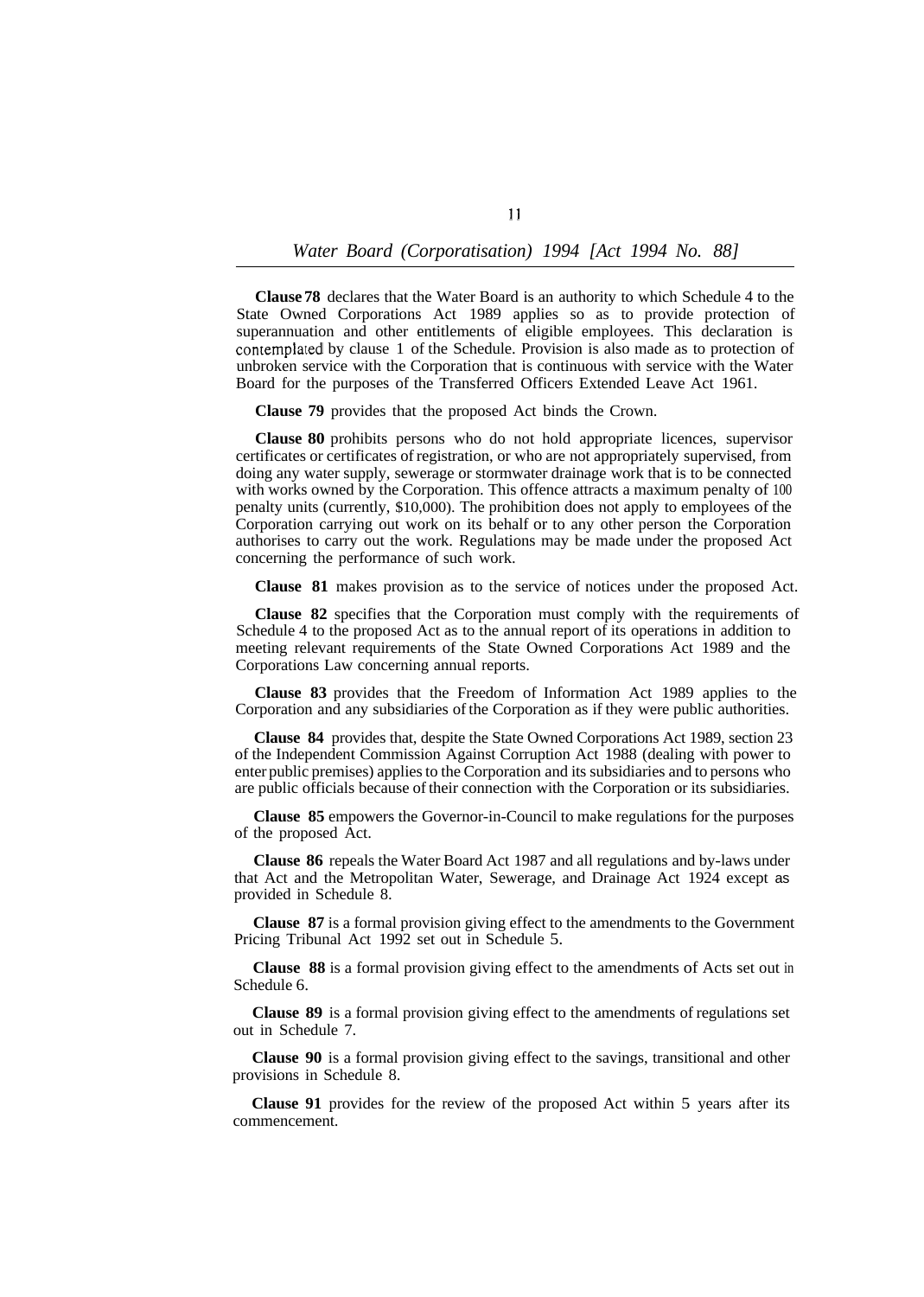**Clause 78** declares that the Water Board is an authority to which Schedule 4 to the State Owned Corporations Act 1989 applies so as to provide protection of superannuation and other entitlements of eligible employees. This declaration is contemplated by clause 1 of the Schedule. Provision is also made as to protection of unbroken service with the Corporation that is continuous with service with the Water Board for the purposes of the Transferred Officers Extended Leave Act 1961.

**Clause 79** provides that the proposed Act binds the Crown.

**Clause 80** prohibits persons who do not hold appropriate licences, supervisor certificates or certificates of registration, or who are not appropriately supervised, from doing any water supply, sewerage or stormwater drainage work that is to be connected with works owned by the Corporation. This offence attracts a maximum penalty of 100 penalty units (currently, $10,000). The prohibition does not apply to employees of the Corporation carrying out work on its behalf or to any other person the Corporation authorises to carry out the work. Regulations may be made under the proposed Act concerning the performance of such work.

**Clause 81** makes provision as to the service of notices under the proposed Act.

**Clause 82** specifies that the Corporation must comply with the requirements of Schedule 4 to the proposed Act as to the annual report of its operations in addition to meeting relevant requirements of the State Owned Corporations Act 1989 and the Corporations Law concerning annual reports.

**Clause 83** provides that the Freedom of Information Act 1989 applies to the Corporation and any subsidiaries of the Corporation as if they were public authorities.

**Clause 84** provides that, despite the State Owned Corporations Act 1989, section 23 of the Independent Commission Against Corruption Act 1988 (dealing with power to enter public premises) applies to the Corporation and its subsidiaries and to persons who are public officials because of their connection with the Corporation or its subsidiaries.

**Clause 85** empowers the Governor-in-Council to make regulations for the purposes of the proposed Act.

**Clause 86** repeals the Water Board Act 1987 and all regulations and by-laws under that Act and the Metropolitan Water, Sewerage, and Drainage Act 1924 except as provided in Schedule 8.

**Clause 87** is a formal provision giving effect to the amendments to the Government Pricing Tribunal Act 1992 set out in Schedule 5.

**Clause 88** is a formal provision giving effect to the amendments of Acts set out in Schedule 6.

**Clause 89** is a formal provision giving effect to the amendments of regulations set out in Schedule 7.

**Clause 90** is a formal provision giving effect to the savings, transitional and other provisions in Schedule 8.

**Clause 91** provides for the review of the proposed Act within 5 years after its commencement.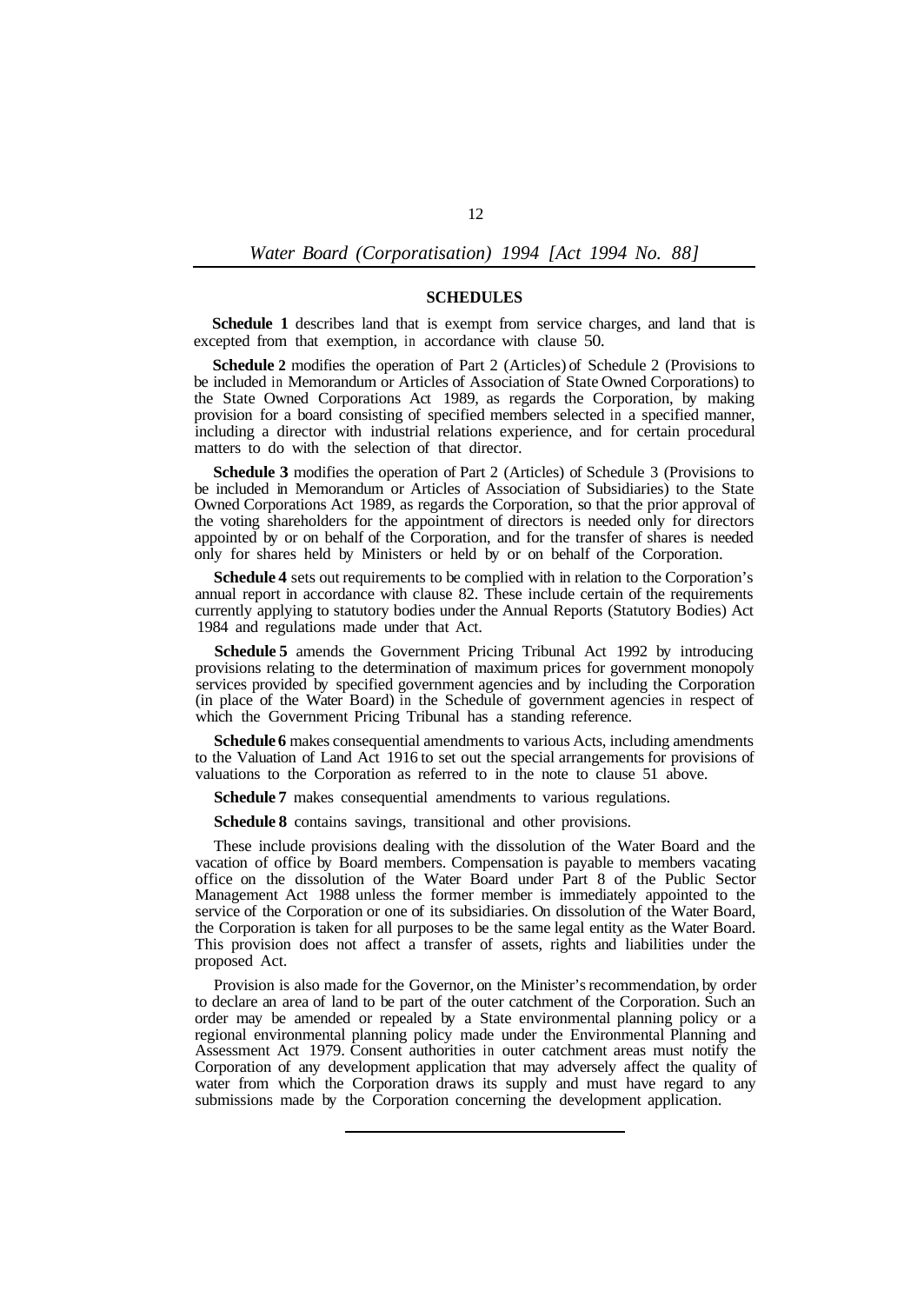## SCHEDULES

**Schedule 1** describes land that is exempt from service charges, and land that is excepted from that exemption, in accordance with clause 50.

**Schedule 2** modifies the operation of Part 2 (Articles) of Schedule 2 (Provisions to be included in Memorandum or Articles of Association of State Owned Corporations) to the State Owned Corporations Act 1989, as regards the Corporation, by making provision for a board consisting of specified members selected in a specified manner, including a director with industrial relations experience, and for certain procedural matters to do with the selection of that director.

**Schedule 3** modifies the operation of Part 2 (Articles) of Schedule 3 (Provisions to be included in Memorandum or Articles of Association of Subsidiaries) to the State Owned Corporations Act 1989, as regards the Corporation, so that the prior approval of the voting shareholders for the appointment of directors is needed only for directors appointed by or on behalf of the Corporation, and for the transfer of shares is needed only for shares held by Ministers or held by or on behalf of the Corporation.

**Schedule 4** sets out requirements to be complied with in relation to the Corporation's annual report in accordance with clause 82. These include certain of the requirements currently applying to statutory bodies under the Annual Reports (Statutory Bodies) Act 1984 and regulations made under that Act.

**Schedule 5** amends the Government Pricing Tribunal Act 1992 by introducing provisions relating to the determination of maximum prices for government monopoly services provided by specified government agencies and by including the Corporation (in place of the Water Board) in the Schedule of government agencies in respect of which the Government Pricing Tribunal has a standing reference.

**Schedule 6** makes consequential amendments to various Acts, including amendments to the Valuation of Land Act 1916 to set out the special arrangements for provisions of valuations to the Corporation as referred to in the note to clause 51 above.

**Schedule 7** makes consequential amendments to various regulations.

**Schedule 8** contains savings, transitional and other provisions.

These include provisions dealing with the dissolution of the Water Board and the vacation of office by Board members. Compensation is payable to members vacating office on the dissolution of the Water Board under Part 8 of the Public Sector Management Act 1988 unless the former member is immediately appointed to the service of the Corporation or one of its subsidiaries. On dissolution of the Water Board, the Corporation is taken for all purposes to be the same legal entity as the Water Board. This provision does not affect a transfer of assets, rights and liabilities under the proposed Act.

Provision is also made for the Governor, on the Minister's recommendation, by order to declare an area of land to be part of the outer catchment of the Corporation. Such an order may be amended or repealed by a State environmental planning policy or a regional environmental planning policy made under the Environmental Planning and Assessment Act 1979. Consent authorities in outer catchment areas must notify the Corporation of any development application that may adversely affect the quality of water from which the Corporation draws its supply and must have regard to any submissions made by the Corporation concerning the development application.